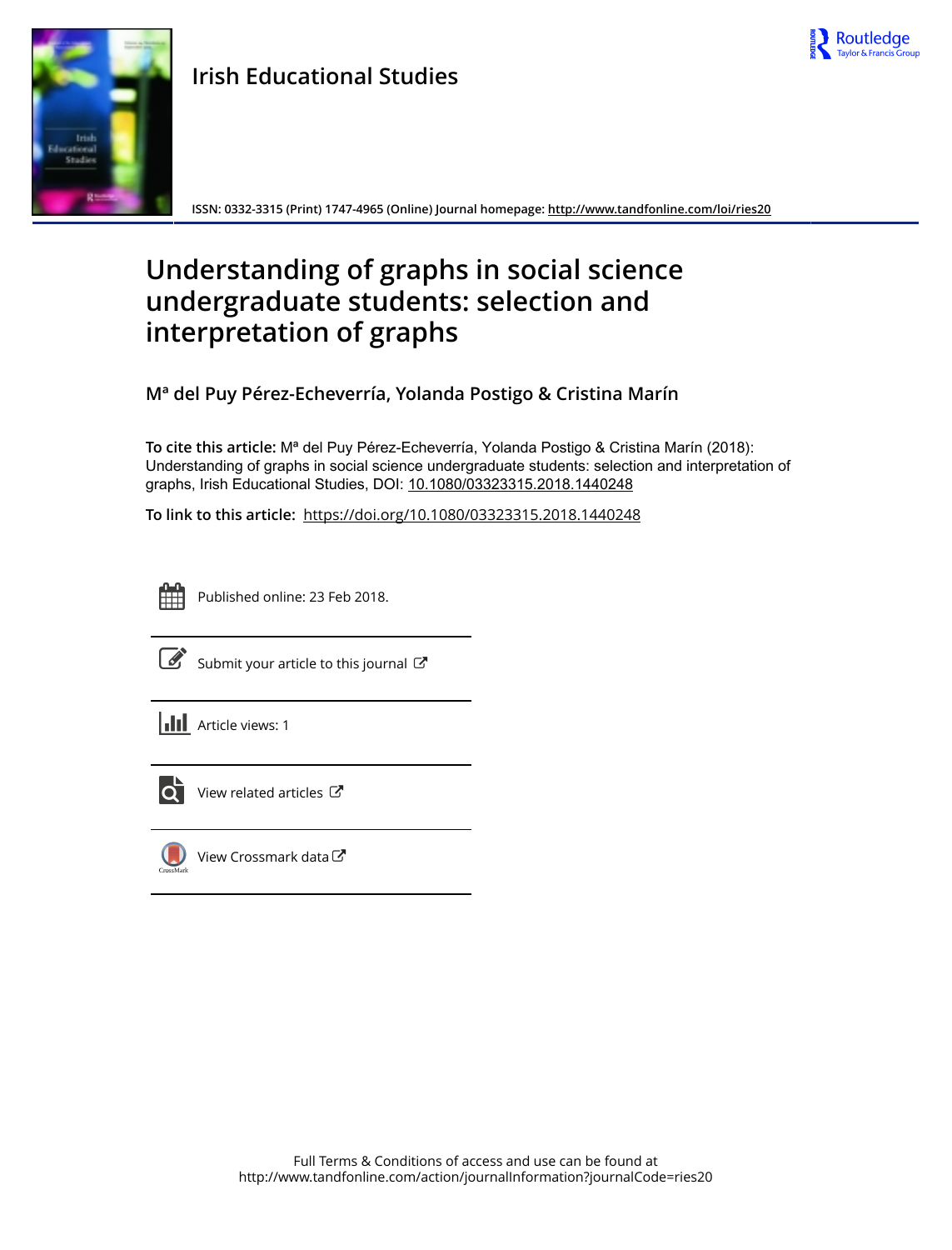Irish Educational Studies

ISSN: 0332-3315 (Print) 1747-4965 (Online) Journal homepage: http://www.tandfonline.com/loi/ries20

# Understanding of graphs in social science undergraduate students: selection and interpretation of graphs

**Mª del Puy Pérez-Echeverría, Yolanda Postigo & Cristina Marín**

**To cite this article:** Mª del Puy Pérez-Echeverría, Yolanda Postigo & Cristina Marín (2018): Understanding of graphs in social science undergraduate students: selection and interpretation of graphs, Irish Educational Studies, DOI: 10.1080/03323315.2018.1440248

**To link to this article:** https://doi.org/10.1080/03323315.2018.1440248

Published online: 23 Feb 2018.

Submit your article to this journal

Article views: 1

View related articles

View Crossmark data

Full Terms & Conditions of access and use can be found at http://www.tandfonline.com/action/journalInformation?journalCode=ries20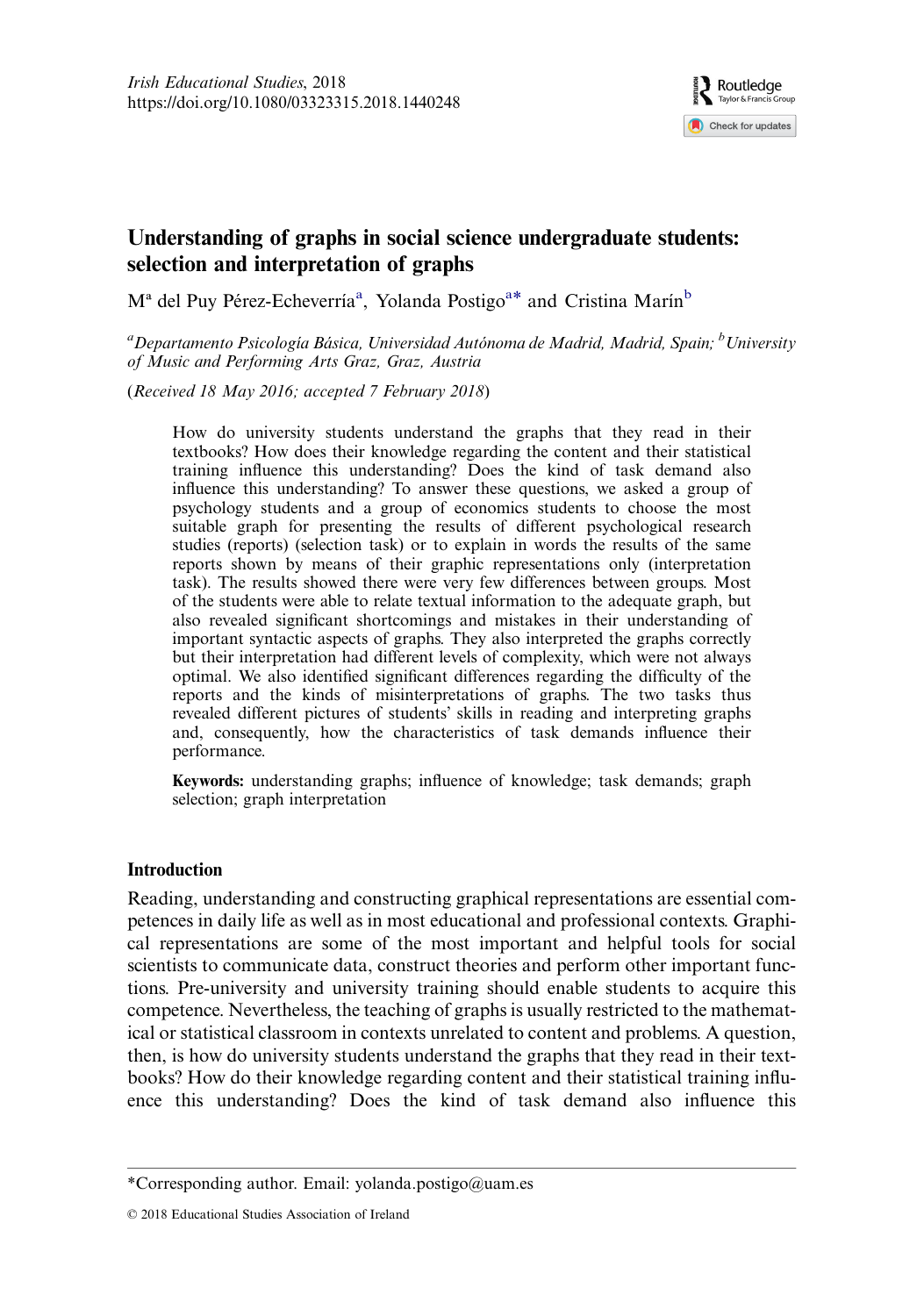*Irish Educational Studies*, 2018
https://doi.org/10.1080/03323315.2018.1440248

# Understanding of graphs in social science undergraduate students: selection and interpretation of graphs

Mª del Puy Pérez-Echeverría[a], Yolanda Postigo[a]* and Cristina Marín[b]

[a]*Departamento Psicología Básica, Universidad Autónoma de Madrid, Madrid, Spain;* [b]*University of Music and Performing Arts Graz, Graz, Austria*

(*Received 18 May 2016; accepted 7 February 2018*)

How do university students understand the graphs that they read in their textbooks? How does their knowledge regarding the content and their statistical training influence this understanding? Does the kind of task demand also influence this understanding? To answer these questions, we asked a group of psychology students and a group of economics students to choose the most suitable graph for presenting the results of different psychological research studies (reports) (selection task) or to explain in words the results of the same reports shown by means of their graphic representations only (interpretation task). The results showed there were very few differences between groups. Most of the students were able to relate textual information to the adequate graph, but also revealed significant shortcomings and mistakes in their understanding of important syntactic aspects of graphs. They also interpreted the graphs correctly but their interpretation had different levels of complexity, which were not always optimal. We also identified significant differences regarding the difficulty of the reports and the kinds of misinterpretations of graphs. The two tasks thus revealed different pictures of students' skills in reading and interpreting graphs and, consequently, how the characteristics of task demands influence their performance.

**Keywords:** understanding graphs; influence of knowledge; task demands; graph selection; graph interpretation

## Introduction

Reading, understanding and constructing graphical representations are essential competences in daily life as well as in most educational and professional contexts. Graphical representations are some of the most important and helpful tools for social scientists to communicate data, construct theories and perform other important functions. Pre-university and university training should enable students to acquire this competence. Nevertheless, the teaching of graphs is usually restricted to the mathematical or statistical classroom in contexts unrelated to content and problems. A question, then, is how do university students understand the graphs that they read in their textbooks? How do their knowledge regarding content and their statistical training influence this understanding? Does the kind of task demand also influence this

*Corresponding author. Email: yolanda.postigo@uam.es

© 2018 Educational Studies Association of Ireland